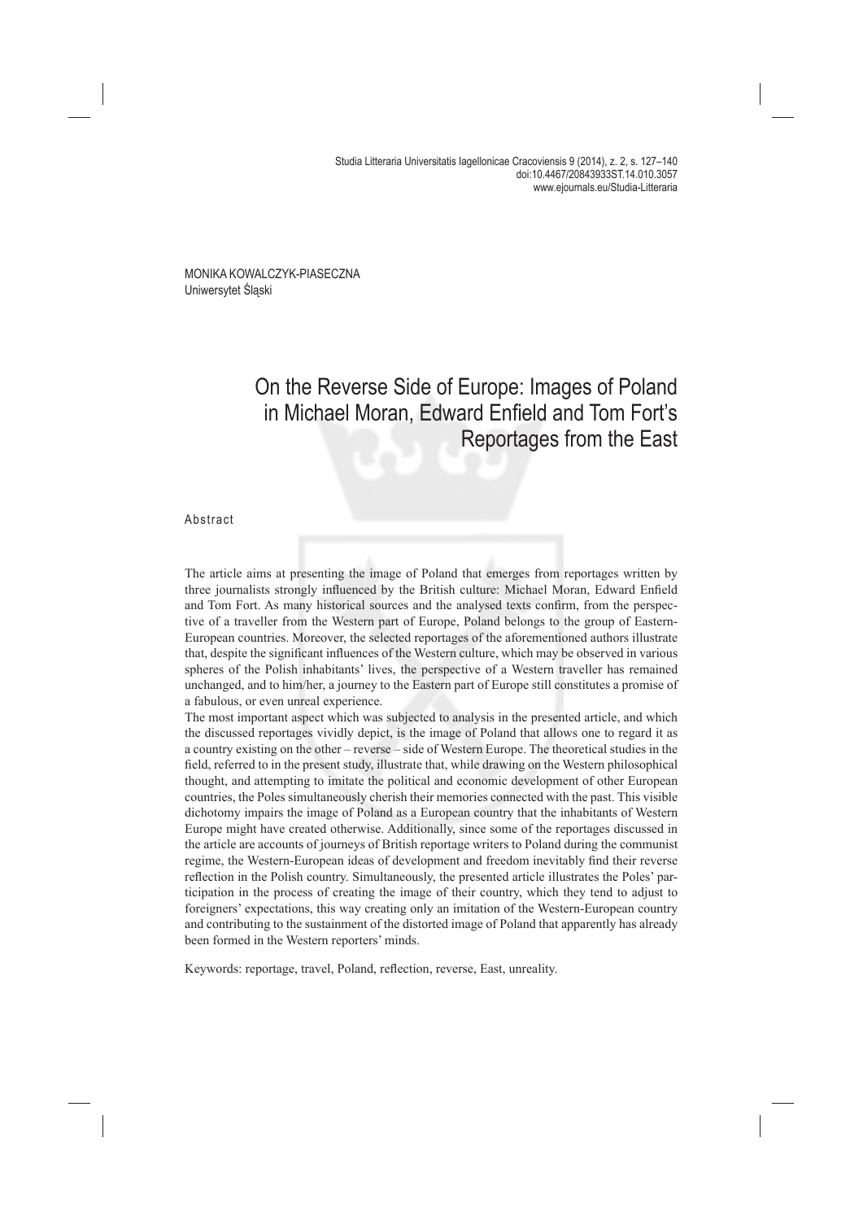MONIKA KOWALCZYK-PIASECZNA
Uniwersytet Śląski

# On the Reverse Side of Europe: Images of Poland in Michael Moran, Edward Enfield and Tom Fort's Reportages from the East

## Abstract

The article aims at presenting the image of Poland that emerges from reportages written by three journalists strongly influenced by the British culture: Michael Moran, Edward Enfield and Tom Fort. As many historical sources and the analysed texts confirm, from the perspective of a traveller from the Western part of Europe, Poland belongs to the group of Eastern-European countries. Moreover, the selected reportages of the aforementioned authors illustrate that, despite the significant influences of the Western culture, which may be observed in various spheres of the Polish inhabitants' lives, the perspective of a Western traveller has remained unchanged, and to him/her, a journey to the Eastern part of Europe still constitutes a promise of a fabulous, or even unreal experience.

The most important aspect which was subjected to analysis in the presented article, and which the discussed reportages vividly depict, is the image of Poland that allows one to regard it as a country existing on the other – reverse – side of Western Europe. The theoretical studies in the field, referred to in the present study, illustrate that, while drawing on the Western philosophical thought, and attempting to imitate the political and economic development of other European countries, the Poles simultaneously cherish their memories connected with the past. This visible dichotomy impairs the image of Poland as a European country that the inhabitants of Western Europe might have created otherwise. Additionally, since some of the reportages discussed in the article are accounts of journeys of British reportage writers to Poland during the communist regime, the Western-European ideas of development and freedom inevitably find their reverse reflection in the Polish country. Simultaneously, the presented article illustrates the Poles' participation in the process of creating the image of their country, which they tend to adjust to foreigners' expectations, this way creating only an imitation of the Western-European country and contributing to the sustainment of the distorted image of Poland that apparently has already been formed in the Western reporters' minds.

Keywords: reportage, travel, Poland, reflection, reverse, East, unreality.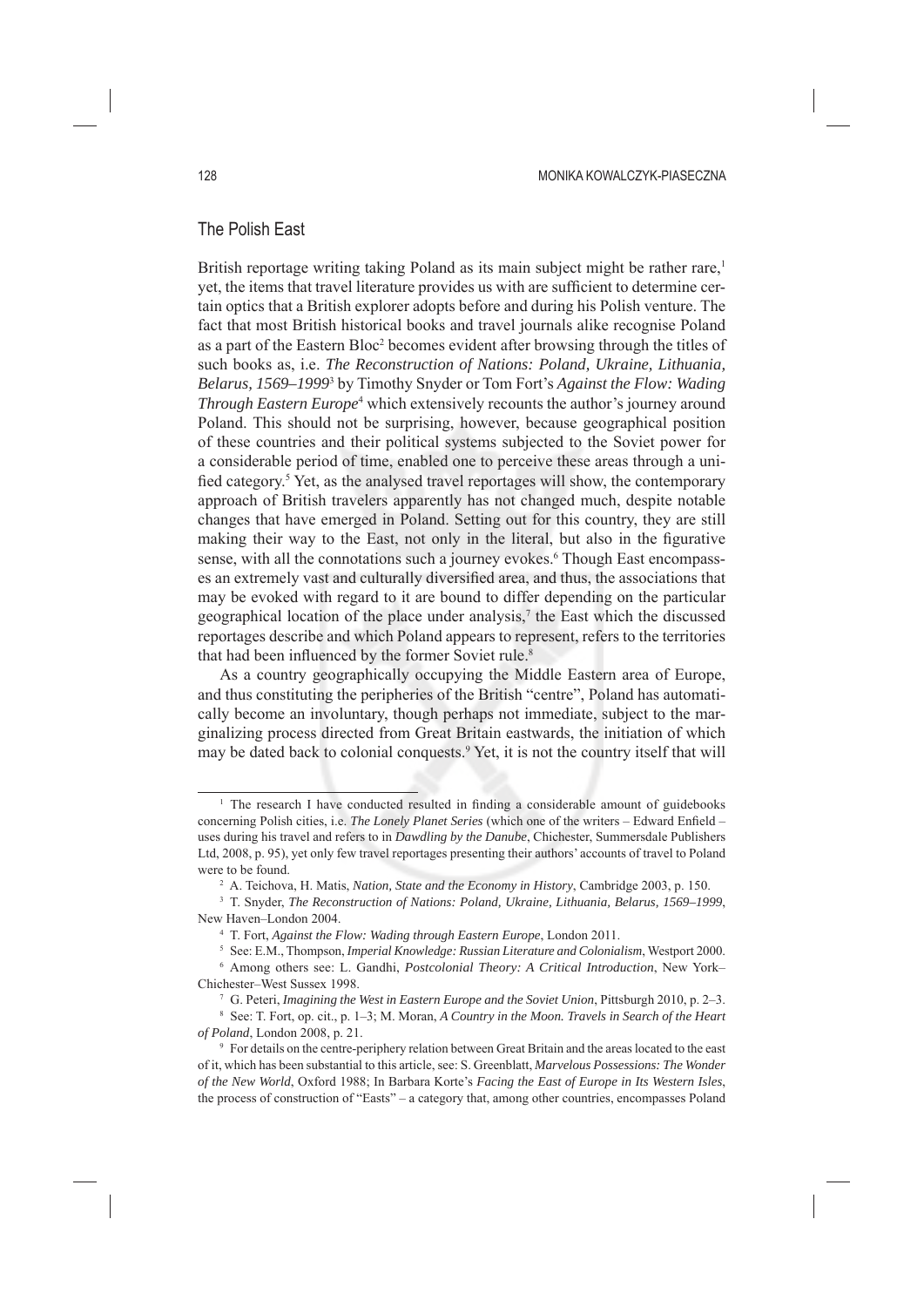## The Polish East

British reportage writing taking Poland as its main subject might be rather rare,[1] yet, the items that travel literature provides us with are sufficient to determine certain optics that a British explorer adopts before and during his Polish venture. The fact that most British historical books and travel journals alike recognise Poland as a part of the Eastern Bloc[2] becomes evident after browsing through the titles of such books as, i.e. *The Reconstruction of Nations: Poland, Ukraine, Lithuania, Belarus, 1569–1999*[3] by Timothy Snyder or Tom Fort's *Against the Flow: Wading Through Eastern Europe*[4] which extensively recounts the author's journey around Poland. This should not be surprising, however, because geographical position of these countries and their political systems subjected to the Soviet power for a considerable period of time, enabled one to perceive these areas through a unified category.[5] Yet, as the analysed travel reportages will show, the contemporary approach of British travelers apparently has not changed much, despite notable changes that have emerged in Poland. Setting out for this country, they are still making their way to the East, not only in the literal, but also in the figurative sense, with all the connotations such a journey evokes.[6] Though East encompasses an extremely vast and culturally diversified area, and thus, the associations that may be evoked with regard to it are bound to differ depending on the particular geographical location of the place under analysis,[7] the East which the discussed reportages describe and which Poland appears to represent, refers to the territories that had been influenced by the former Soviet rule.[8]

As a country geographically occupying the Middle Eastern area of Europe, and thus constituting the peripheries of the British "centre", Poland has automatically become an involuntary, though perhaps not immediate, subject to the marginalizing process directed from Great Britain eastwards, the initiation of which may be dated back to colonial conquests.[9] Yet, it is not the country itself that will

---

[1] The research I have conducted resulted in finding a considerable amount of guidebooks concerning Polish cities, i.e. *The Lonely Planet Series* (which one of the writers – Edward Enfield – uses during his travel and refers to in *Dawdling by the Danube*, Chichester, Summersdale Publishers Ltd, 2008, p. 95), yet only few travel reportages presenting their authors' accounts of travel to Poland were to be found.

[2] A. Teichova, H. Matis, *Nation, State and the Economy in History*, Cambridge 2003, p. 150.

[3] T. Snyder, *The Reconstruction of Nations: Poland, Ukraine, Lithuania, Belarus, 1569–1999*, New Haven–London 2004.

[4] T. Fort, *Against the Flow: Wading through Eastern Europe*, London 2011.

[5] See: E.M., Thompson, *Imperial Knowledge: Russian Literature and Colonialism*, Westport 2000.

[6] Among others see: L. Gandhi, *Postcolonial Theory: A Critical Introduction*, New York–Chichester–West Sussex 1998.

[7] G. Peteri, *Imagining the West in Eastern Europe and the Soviet Union*, Pittsburgh 2010, p. 2–3.

[8] See: T. Fort, op. cit., p. 1–3; M. Moran, *A Country in the Moon. Travels in Search of the Heart of Poland*, London 2008, p. 21.

[9] For details on the centre-periphery relation between Great Britain and the areas located to the east of it, which has been substantial to this article, see: S. Greenblatt, *Marvelous Possessions: The Wonder of the New World*, Oxford 1988; In Barbara Korte's *Facing the East of Europe in Its Western Isles*, the process of construction of "Easts" – a category that, among other countries, encompasses Poland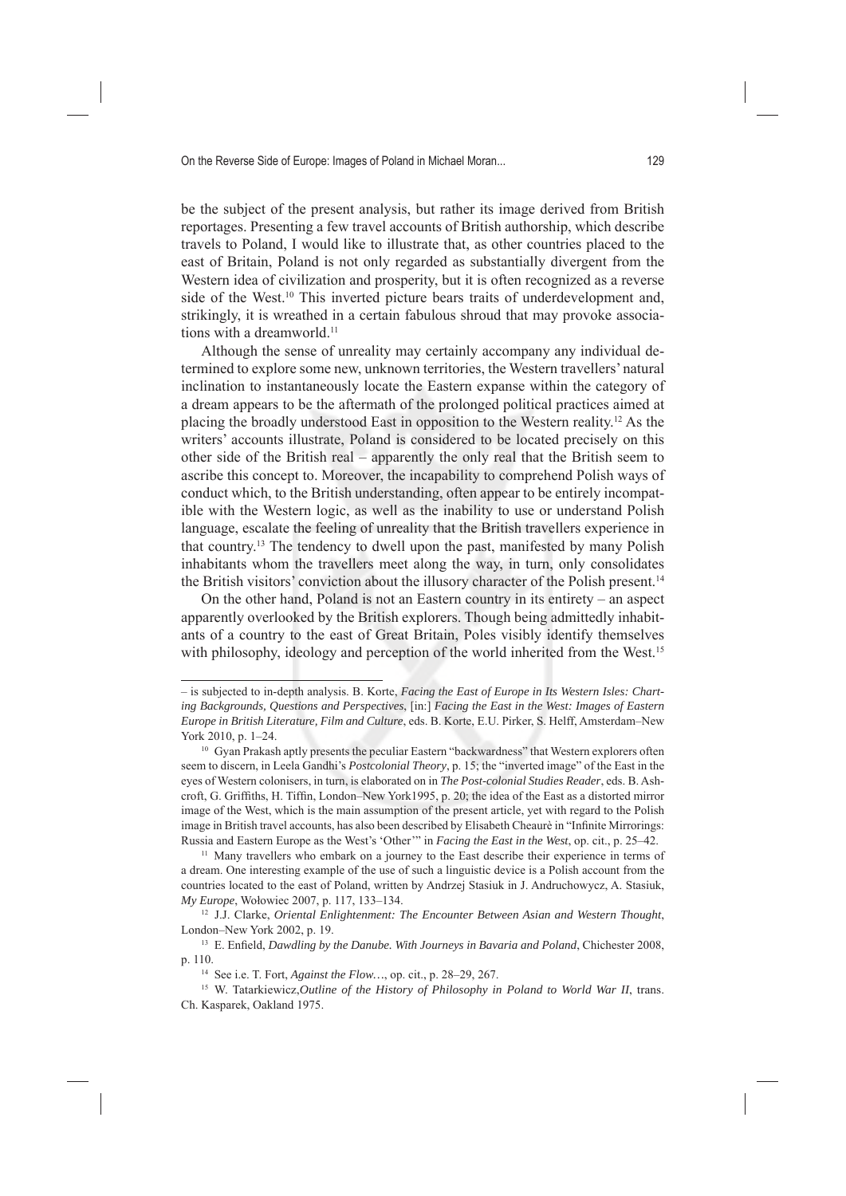be the subject of the present analysis, but rather its image derived from British reportages. Presenting a few travel accounts of British authorship, which describe travels to Poland, I would like to illustrate that, as other countries placed to the east of Britain, Poland is not only regarded as substantially divergent from the Western idea of civilization and prosperity, but it is often recognized as a reverse side of the West.[10] This inverted picture bears traits of underdevelopment and, strikingly, it is wreathed in a certain fabulous shroud that may provoke associations with a dreamworld.[11]

Although the sense of unreality may certainly accompany any individual determined to explore some new, unknown territories, the Western travellers' natural inclination to instantaneously locate the Eastern expanse within the category of a dream appears to be the aftermath of the prolonged political practices aimed at placing the broadly understood East in opposition to the Western reality.[12] As the writers' accounts illustrate, Poland is considered to be located precisely on this other side of the British real – apparently the only real that the British seem to ascribe this concept to. Moreover, the incapability to comprehend Polish ways of conduct which, to the British understanding, often appear to be entirely incompatible with the Western logic, as well as the inability to use or understand Polish language, escalate the feeling of unreality that the British travellers experience in that country.[13] The tendency to dwell upon the past, manifested by many Polish inhabitants whom the travellers meet along the way, in turn, only consolidates the British visitors' conviction about the illusory character of the Polish present.[14]

On the other hand, Poland is not an Eastern country in its entirety – an aspect apparently overlooked by the British explorers. Though being admittedly inhabitants of a country to the east of Great Britain, Poles visibly identify themselves with philosophy, ideology and perception of the world inherited from the West.[15]

---

– is subjected to in-depth analysis. B. Korte, *Facing the East of Europe in Its Western Isles: Charting Backgrounds, Questions and Perspectives,* [in:] *Facing the East in the West: Images of Eastern Europe in British Literature, Film and Culture*, eds. B. Korte, E.U. Pirker, S. Helff, Amsterdam–New York 2010, p. 1–24.

[10] Gyan Prakash aptly presents the peculiar Eastern "backwardness" that Western explorers often seem to discern, in Leela Gandhi's *Postcolonial Theory*, p. 15; the "inverted image" of the East in the eyes of Western colonisers, in turn, is elaborated on in *The Post-colonial Studies Reader*, eds. B. Ashcroft, G. Griffiths, H. Tiffin, London–New York1995, p. 20; the idea of the East as a distorted mirror image of the West, which is the main assumption of the present article, yet with regard to the Polish image in British travel accounts, has also been described by Elisabeth Cheaurè in "Infinite Mirrorings: Russia and Eastern Europe as the West's 'Other'" in *Facing the East in the West*, op. cit., p. 25–42.

[11] Many travellers who embark on a journey to the East describe their experience in terms of a dream. One interesting example of the use of such a linguistic device is a Polish account from the countries located to the east of Poland, written by Andrzej Stasiuk in J. Andruchowycz, A. Stasiuk, *My Europe*, Wołowiec 2007, p. 117, 133–134.

[12] J.J. Clarke, *Oriental Enlightenment: The Encounter Between Asian and Western Thought*, London–New York 2002, p. 19.

[13] E. Enfield, *Dawdling by the Danube. With Journeys in Bavaria and Poland*, Chichester 2008, p. 110.

[14] See i.e. T. Fort, *Against the Flow…*, op. cit., p. 28–29, 267.

[15] W. Tatarkiewicz,*Outline of the History of Philosophy in Poland to World War II*, trans. Ch. Kasparek, Oakland 1975.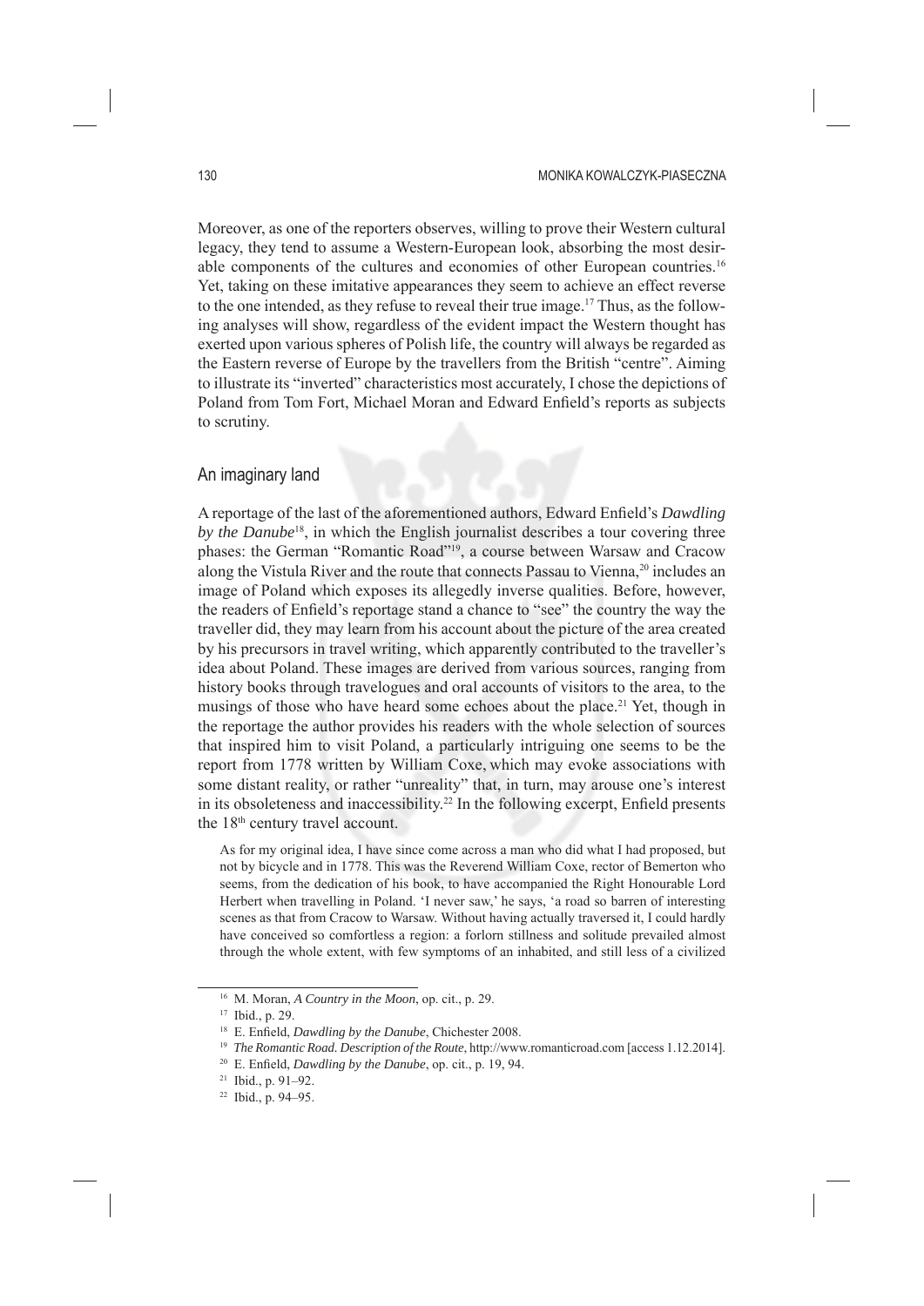Moreover, as one of the reporters observes, willing to prove their Western cultural legacy, they tend to assume a Western-European look, absorbing the most desirable components of the cultures and economies of other European countries.[16] Yet, taking on these imitative appearances they seem to achieve an effect reverse to the one intended, as they refuse to reveal their true image.[17] Thus, as the following analyses will show, regardless of the evident impact the Western thought has exerted upon various spheres of Polish life, the country will always be regarded as the Eastern reverse of Europe by the travellers from the British "centre". Aiming to illustrate its "inverted" characteristics most accurately, I chose the depictions of Poland from Tom Fort, Michael Moran and Edward Enfield's reports as subjects to scrutiny.

## An imaginary land

A reportage of the last of the aforementioned authors, Edward Enfield's *Dawdling by the Danube*[18], in which the English journalist describes a tour covering three phases: the German "Romantic Road"[19], a course between Warsaw and Cracow along the Vistula River and the route that connects Passau to Vienna,[20] includes an image of Poland which exposes its allegedly inverse qualities. Before, however, the readers of Enfield's reportage stand a chance to "see" the country the way the traveller did, they may learn from his account about the picture of the area created by his precursors in travel writing, which apparently contributed to the traveller's idea about Poland. These images are derived from various sources, ranging from history books through travelogues and oral accounts of visitors to the area, to the musings of those who have heard some echoes about the place.[21] Yet, though in the reportage the author provides his readers with the whole selection of sources that inspired him to visit Poland, a particularly intriguing one seems to be the report from 1778 written by William Coxe, which may evoke associations with some distant reality, or rather "unreality" that, in turn, may arouse one's interest in its obsoleteness and inaccessibility.[22] In the following excerpt, Enfield presents the 18th century travel account.

> As for my original idea, I have since come across a man who did what I had proposed, but not by bicycle and in 1778. This was the Reverend William Coxe, rector of Bemerton who seems, from the dedication of his book, to have accompanied the Right Honourable Lord Herbert when travelling in Poland. 'I never saw,' he says, 'a road so barren of interesting scenes as that from Cracow to Warsaw. Without having actually traversed it, I could hardly have conceived so comfortless a region: a forlorn stillness and solitude prevailed almost through the whole extent, with few symptoms of an inhabited, and still less of a civilized

---

[16] M. Moran, *A Country in the Moon*, op. cit., p. 29.

[17] Ibid., p. 29.

[18] E. Enfield, *Dawdling by the Danube*, Chichester 2008.

[19] *The Romantic Road. Description of the Route*, http://www.romanticroad.com [access 1.12.2014].

[20] E. Enfield, *Dawdling by the Danube*, op. cit., p. 19, 94.

[21] Ibid., p. 91–92.

[22] Ibid., p. 94–95.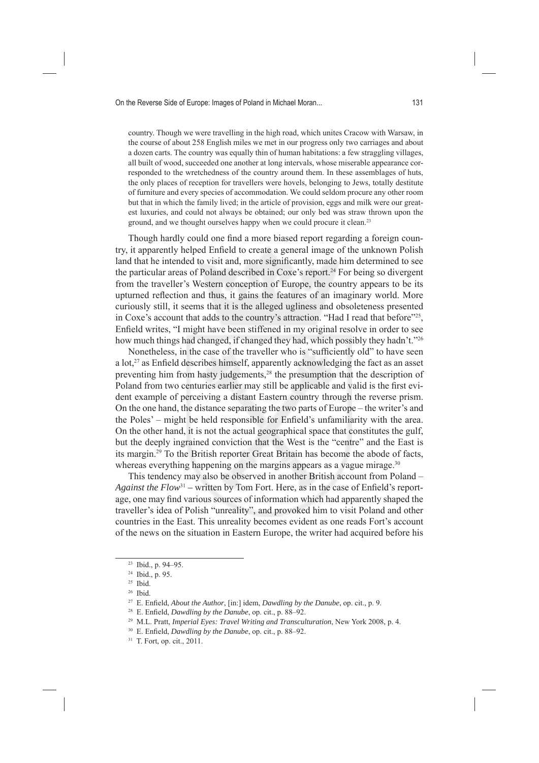> country. Though we were travelling in the high road, which unites Cracow with Warsaw, in the course of about 258 English miles we met in our progress only two carriages and about a dozen carts. The country was equally thin of human habitations: a few straggling villages, all built of wood, succeeded one another at long intervals, whose miserable appearance corresponded to the wretchedness of the country around them. In these assemblages of huts, the only places of reception for travellers were hovels, belonging to Jews, totally destitute of furniture and every species of accommodation. We could seldom procure any other room but that in which the family lived; in the article of provision, eggs and milk were our greatest luxuries, and could not always be obtained; our only bed was straw thrown upon the ground, and we thought ourselves happy when we could procure it clean.[23]

Though hardly could one find a more biased report regarding a foreign country, it apparently helped Enfield to create a general image of the unknown Polish land that he intended to visit and, more significantly, made him determined to see the particular areas of Poland described in Coxe's report.[24] For being so divergent from the traveller's Western conception of Europe, the country appears to be its upturned reflection and thus, it gains the features of an imaginary world. More curiously still, it seems that it is the alleged ugliness and obsoleteness presented in Coxe's account that adds to the country's attraction. "Had I read that before"[25], Enfield writes, "I might have been stiffened in my original resolve in order to see how much things had changed, if changed they had, which possibly they hadn't."[26]

Nonetheless, in the case of the traveller who is "sufficiently old" to have seen a lot,[27] as Enfield describes himself, apparently acknowledging the fact as an asset preventing him from hasty judgements,[28] the presumption that the description of Poland from two centuries earlier may still be applicable and valid is the first evident example of perceiving a distant Eastern country through the reverse prism. On the one hand, the distance separating the two parts of Europe – the writer's and the Poles' – might be held responsible for Enfield's unfamiliarity with the area. On the other hand, it is not the actual geographical space that constitutes the gulf, but the deeply ingrained conviction that the West is the "centre" and the East is its margin.[29] To the British reporter Great Britain has become the abode of facts, whereas everything happening on the margins appears as a vague mirage.[30]

This tendency may also be observed in another British account from Poland – *Against the Flow*[31] – written by Tom Fort. Here, as in the case of Enfield's reportage, one may find various sources of information which had apparently shaped the traveller's idea of Polish "unreality", and provoked him to visit Poland and other countries in the East. This unreality becomes evident as one reads Fort's account of the news on the situation in Eastern Europe, the writer had acquired before his

---

[23] Ibid., p. 94–95.

[24] Ibid., p. 95.

[25] Ibid.

[26] Ibid.

[27] E. Enfield, *About the Author*, [in:] idem, *Dawdling by the Danube*, op. cit., p. 9.

[28] E. Enfield, *Dawdling by the Danube*, op. cit., p. 88–92.

[29] M.L. Pratt, *Imperial Eyes: Travel Writing and Transculturation*, New York 2008, p. 4.

[30] E. Enfield, *Dawdling by the Danube*, op. cit., p. 88–92.

[31] T. Fort, op. cit., 2011.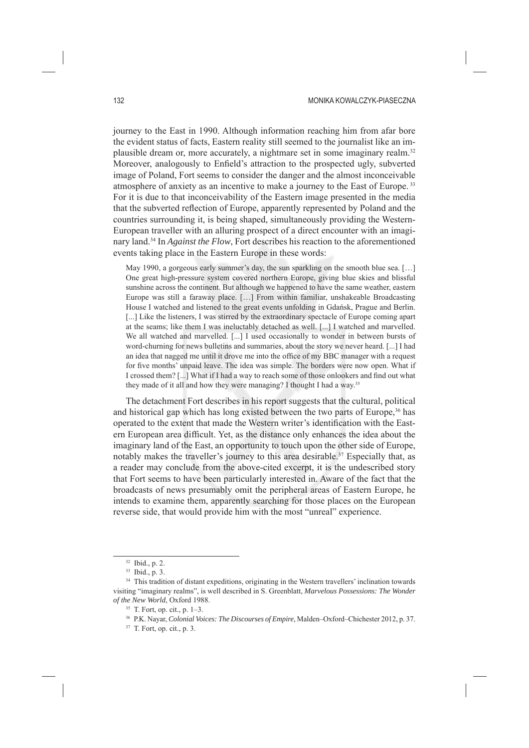journey to the East in 1990. Although information reaching him from afar bore the evident status of facts, Eastern reality still seemed to the journalist like an implausible dream or, more accurately, a nightmare set in some imaginary realm.[32] Moreover, analogously to Enfield's attraction to the prospected ugly, subverted image of Poland, Fort seems to consider the danger and the almost inconceivable atmosphere of anxiety as an incentive to make a journey to the East of Europe.[33] For it is due to that inconceivability of the Eastern image presented in the media that the subverted reflection of Europe, apparently represented by Poland and the countries surrounding it, is being shaped, simultaneously providing the Western-European traveller with an alluring prospect of a direct encounter with an imaginary land.[34] In *Against the Flow*, Fort describes his reaction to the aforementioned events taking place in the Eastern Europe in these words:

> May 1990, a gorgeous early summer's day, the sun sparkling on the smooth blue sea. […] One great high-pressure system covered northern Europe, giving blue skies and blissful sunshine across the continent. But although we happened to have the same weather, eastern Europe was still a faraway place. […] From within familiar, unshakeable Broadcasting House I watched and listened to the great events unfolding in Gdańsk, Prague and Berlin. [...] Like the listeners, I was stirred by the extraordinary spectacle of Europe coming apart at the seams; like them I was ineluctably detached as well. [...] I watched and marvelled. We all watched and marvelled. [...] I used occasionally to wonder in between bursts of word-churning for news bulletins and summaries, about the story we never heard. [...] I had an idea that nagged me until it drove me into the office of my BBC manager with a request for five months' unpaid leave. The idea was simple. The borders were now open. What if I crossed them? [...] What if I had a way to reach some of those onlookers and find out what they made of it all and how they were managing? I thought I had a way.[35]

The detachment Fort describes in his report suggests that the cultural, political and historical gap which has long existed between the two parts of Europe,[36] has operated to the extent that made the Western writer's identification with the Eastern European area difficult. Yet, as the distance only enhances the idea about the imaginary land of the East, an opportunity to touch upon the other side of Europe, notably makes the traveller's journey to this area desirable.[37] Especially that, as a reader may conclude from the above-cited excerpt, it is the undescribed story that Fort seems to have been particularly interested in. Aware of the fact that the broadcasts of news presumably omit the peripheral areas of Eastern Europe, he intends to examine them, apparently searching for those places on the European reverse side, that would provide him with the most "unreal" experience.

---

[32] Ibid., p. 2.

[33] Ibid., p. 3.

[34] This tradition of distant expeditions, originating in the Western travellers' inclination towards visiting "imaginary realms", is well described in S. Greenblatt, *Marvelous Possessions: The Wonder of the New World*, Oxford 1988.

[35] T. Fort, op. cit., p. 1–3.

[36] P.K. Nayar, *Colonial Voices: The Discourses of Empire*, Malden–Oxford–Chichester 2012, p. 37.

[37] T. Fort, op. cit., p. 3.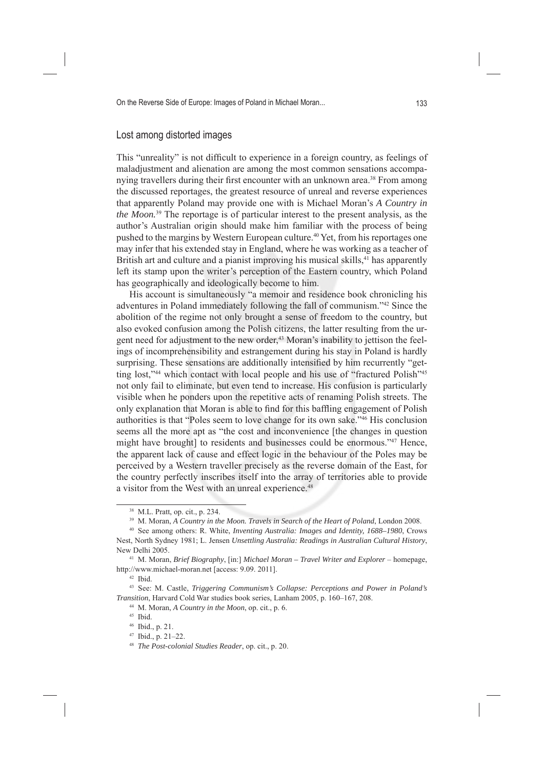## Lost among distorted images

This "unreality" is not difficult to experience in a foreign country, as feelings of maladjustment and alienation are among the most common sensations accompanying travellers during their first encounter with an unknown area.[38] From among the discussed reportages, the greatest resource of unreal and reverse experiences that apparently Poland may provide one with is Michael Moran's *A Country in the Moon.*[39] The reportage is of particular interest to the present analysis, as the author's Australian origin should make him familiar with the process of being pushed to the margins by Western European culture.[40] Yet, from his reportages one may infer that his extended stay in England, where he was working as a teacher of British art and culture and a pianist improving his musical skills,[41] has apparently left its stamp upon the writer's perception of the Eastern country, which Poland has geographically and ideologically become to him.

His account is simultaneously "a memoir and residence book chronicling his adventures in Poland immediately following the fall of communism."[42] Since the abolition of the regime not only brought a sense of freedom to the country, but also evoked confusion among the Polish citizens, the latter resulting from the urgent need for adjustment to the new order,[43] Moran's inability to jettison the feelings of incomprehensibility and estrangement during his stay in Poland is hardly surprising. These sensations are additionally intensified by him recurrently "getting lost,"[44] which contact with local people and his use of "fractured Polish"[45] not only fail to eliminate, but even tend to increase. His confusion is particularly visible when he ponders upon the repetitive acts of renaming Polish streets. The only explanation that Moran is able to find for this baffling engagement of Polish authorities is that "Poles seem to love change for its own sake."[46] His conclusion seems all the more apt as "the cost and inconvenience [the changes in question might have brought] to residents and businesses could be enormous."[47] Hence, the apparent lack of cause and effect logic in the behaviour of the Poles may be perceived by a Western traveller precisely as the reverse domain of the East, for the country perfectly inscribes itself into the array of territories able to provide a visitor from the West with an unreal experience.[48]

---

[38] M.L. Pratt, op. cit., p. 234.

[39] M. Moran, *A Country in the Moon. Travels in Search of the Heart of Poland*, London 2008.

[40] See among others: R. White, *Inventing Australia: Images and Identity, 1688–1980*, Crows Nest, North Sydney 1981; L. Jensen *Unsettling Australia: Readings in Australian Cultural History*, New Delhi 2005.

[41] M. Moran, *Brief Biography*, [in:] *Michael Moran – Travel Writer and Explorer* – homepage, http://www.michael-moran.net [access: 9.09. 2011].

[42] Ibid.

[43] See: M. Castle, *Triggering Communism's Collapse: Perceptions and Power in Poland's Transition*, Harvard Cold War studies book series, Lanham 2005, p. 160–167, 208.

[44] M. Moran, *A Country in the Moon*, op. cit., p. 6.

[45] Ibid.

[46] Ibid., p. 21.

[47] Ibid., p. 21–22.

[48] *The Post-colonial Studies Reader*, op. cit., p. 20.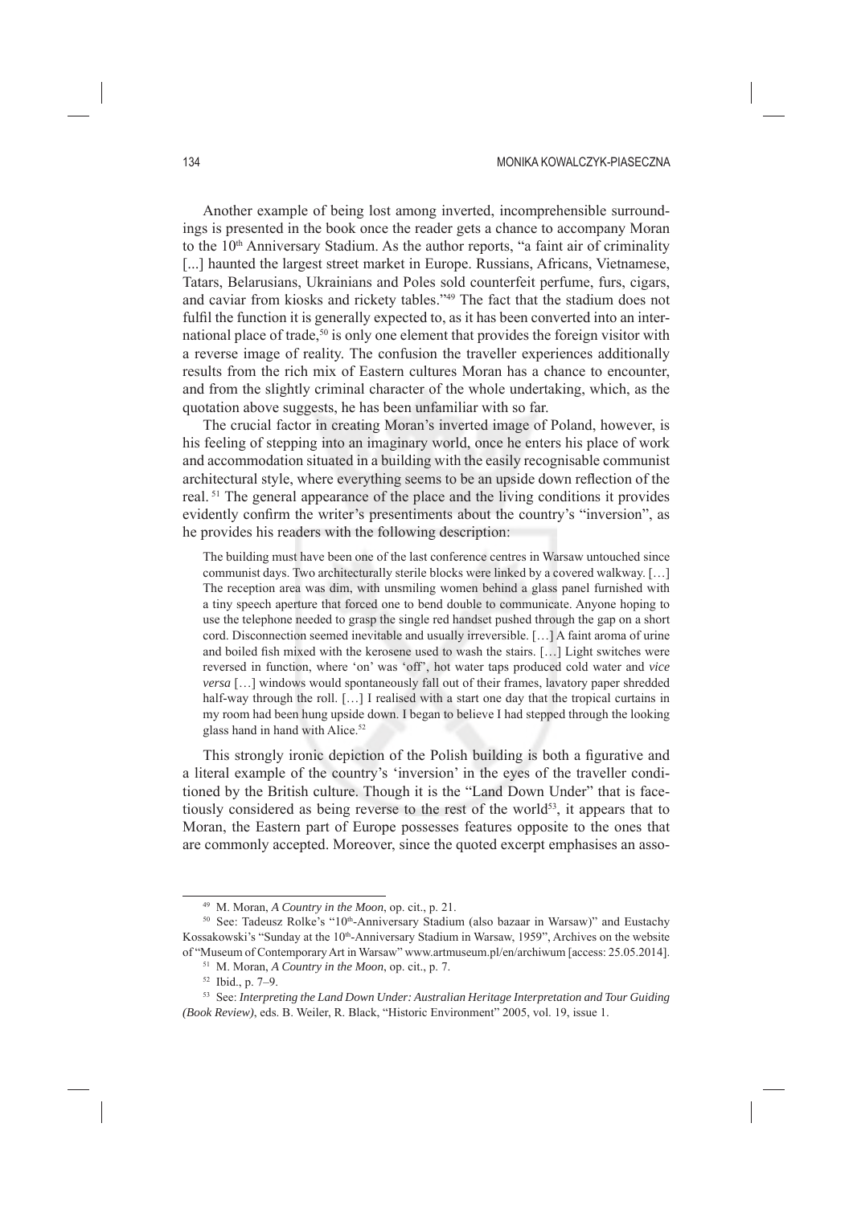Another example of being lost among inverted, incomprehensible surroundings is presented in the book once the reader gets a chance to accompany Moran to the 10th Anniversary Stadium. As the author reports, "a faint air of criminality [...] haunted the largest street market in Europe. Russians, Africans, Vietnamese, Tatars, Belarusians, Ukrainians and Poles sold counterfeit perfume, furs, cigars, and caviar from kiosks and rickety tables."[49] The fact that the stadium does not fulfil the function it is generally expected to, as it has been converted into an international place of trade,[50] is only one element that provides the foreign visitor with a reverse image of reality. The confusion the traveller experiences additionally results from the rich mix of Eastern cultures Moran has a chance to encounter, and from the slightly criminal character of the whole undertaking, which, as the quotation above suggests, he has been unfamiliar with so far.

The crucial factor in creating Moran's inverted image of Poland, however, is his feeling of stepping into an imaginary world, once he enters his place of work and accommodation situated in a building with the easily recognisable communist architectural style, where everything seems to be an upside down reflection of the real. [51] The general appearance of the place and the living conditions it provides evidently confirm the writer's presentiments about the country's "inversion", as he provides his readers with the following description:

> The building must have been one of the last conference centres in Warsaw untouched since communist days. Two architecturally sterile blocks were linked by a covered walkway. […] The reception area was dim, with unsmiling women behind a glass panel furnished with a tiny speech aperture that forced one to bend double to communicate. Anyone hoping to use the telephone needed to grasp the single red handset pushed through the gap on a short cord. Disconnection seemed inevitable and usually irreversible. […] A faint aroma of urine and boiled fish mixed with the kerosene used to wash the stairs. […] Light switches were reversed in function, where 'on' was 'off', hot water taps produced cold water and *vice versa* […] windows would spontaneously fall out of their frames, lavatory paper shredded half-way through the roll. […] I realised with a start one day that the tropical curtains in my room had been hung upside down. I began to believe I had stepped through the looking glass hand in hand with Alice.[52]

This strongly ironic depiction of the Polish building is both a figurative and a literal example of the country's 'inversion' in the eyes of the traveller conditioned by the British culture. Though it is the "Land Down Under" that is facetiously considered as being reverse to the rest of the world[53], it appears that to Moran, the Eastern part of Europe possesses features opposite to the ones that are commonly accepted. Moreover, since the quoted excerpt emphasises an asso-

---

[49] M. Moran, *A Country in the Moon*, op. cit., p. 21.

[50] See: Tadeusz Rolke's "10th-Anniversary Stadium (also bazaar in Warsaw)" and Eustachy Kossakowski's "Sunday at the 10th-Anniversary Stadium in Warsaw, 1959", Archives on the website of "Museum of Contemporary Art in Warsaw" www.artmuseum.pl/en/archiwum [access: 25.05.2014].

[51] M. Moran, *A Country in the Moon*, op. cit., p. 7.

[52] Ibid., p. 7–9.

[53] See: *Interpreting the Land Down Under: Australian Heritage Interpretation and Tour Guiding (Book Review)*, eds. B. Weiler, R. Black, "Historic Environment" 2005, vol. 19, issue 1.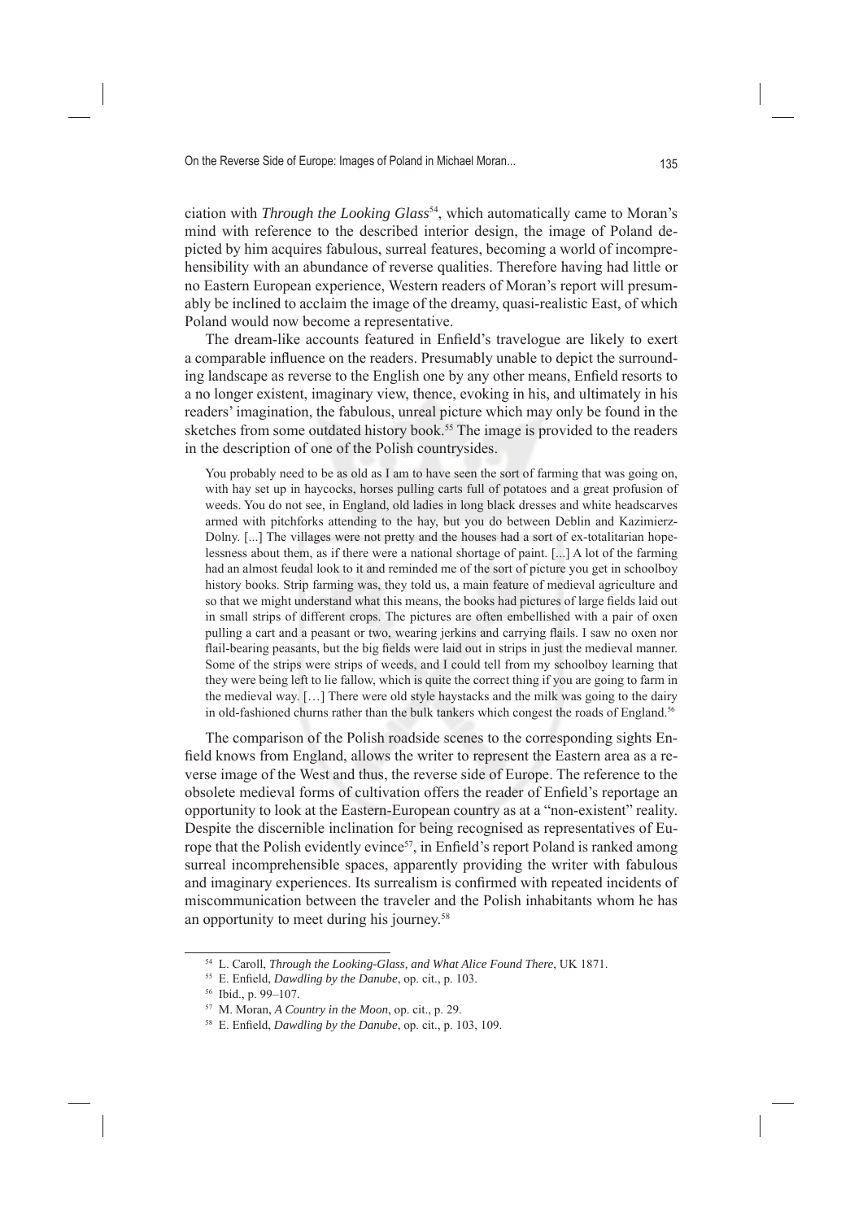ciation with *Through the Looking Glass*[54], which automatically came to Moran's mind with reference to the described interior design, the image of Poland depicted by him acquires fabulous, surreal features, becoming a world of incomprehensibility with an abundance of reverse qualities. Therefore having had little or no Eastern European experience, Western readers of Moran's report will presumably be inclined to acclaim the image of the dreamy, quasi-realistic East, of which Poland would now become a representative.

The dream-like accounts featured in Enfield's travelogue are likely to exert a comparable influence on the readers. Presumably unable to depict the surrounding landscape as reverse to the English one by any other means, Enfield resorts to a no longer existent, imaginary view, thence, evoking in his, and ultimately in his readers' imagination, the fabulous, unreal picture which may only be found in the sketches from some outdated history book.[55] The image is provided to the readers in the description of one of the Polish countrysides.

> You probably need to be as old as I am to have seen the sort of farming that was going on, with hay set up in haycocks, horses pulling carts full of potatoes and a great profusion of weeds. You do not see, in England, old ladies in long black dresses and white headscarves armed with pitchforks attending to the hay, but you do between Deblin and Kazimierz-Dolny. [...] The villages were not pretty and the houses had a sort of ex-totalitarian hopelessness about them, as if there were a national shortage of paint. [...] A lot of the farming had an almost feudal look to it and reminded me of the sort of picture you get in schoolboy history books. Strip farming was, they told us, a main feature of medieval agriculture and so that we might understand what this means, the books had pictures of large fields laid out in small strips of different crops. The pictures are often embellished with a pair of oxen pulling a cart and a peasant or two, wearing jerkins and carrying flails. I saw no oxen nor flail-bearing peasants, but the big fields were laid out in strips in just the medieval manner. Some of the strips were strips of weeds, and I could tell from my schoolboy learning that they were being left to lie fallow, which is quite the correct thing if you are going to farm in the medieval way. […] There were old style haystacks and the milk was going to the dairy in old-fashioned churns rather than the bulk tankers which congest the roads of England.[56]

The comparison of the Polish roadside scenes to the corresponding sights Enfield knows from England, allows the writer to represent the Eastern area as a reverse image of the West and thus, the reverse side of Europe. The reference to the obsolete medieval forms of cultivation offers the reader of Enfield's reportage an opportunity to look at the Eastern-European country as at a "non-existent" reality. Despite the discernible inclination for being recognised as representatives of Europe that the Polish evidently evince[57], in Enfield's report Poland is ranked among surreal incomprehensible spaces, apparently providing the writer with fabulous and imaginary experiences. Its surrealism is confirmed with repeated incidents of miscommunication between the traveler and the Polish inhabitants whom he has an opportunity to meet during his journey.[58]

---

[54] L. Caroll, *Through the Looking-Glass, and What Alice Found There*, UK 1871.

[55] E. Enfield, *Dawdling by the Danube*, op. cit., p. 103.

[56] Ibid., p. 99–107.

[57] M. Moran, *A Country in the Moon*, op. cit., p. 29.

[58] E. Enfield, *Dawdling by the Danube*, op. cit., p. 103, 109.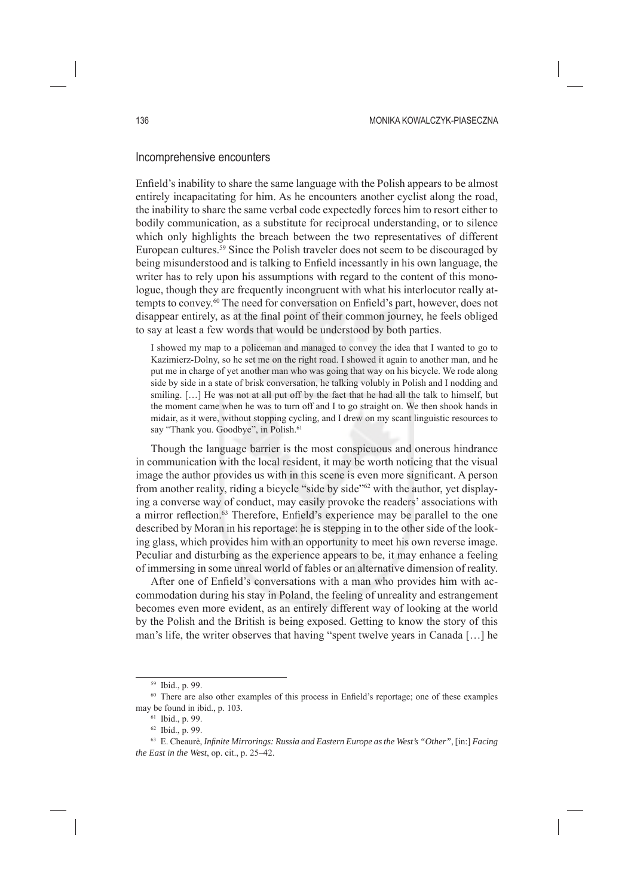## Incomprehensive encounters

Enfield's inability to share the same language with the Polish appears to be almost entirely incapacitating for him. As he encounters another cyclist along the road, the inability to share the same verbal code expectedly forces him to resort either to bodily communication, as a substitute for reciprocal understanding, or to silence which only highlights the breach between the two representatives of different European cultures.[59] Since the Polish traveler does not seem to be discouraged by being misunderstood and is talking to Enfield incessantly in his own language, the writer has to rely upon his assumptions with regard to the content of this monologue, though they are frequently incongruent with what his interlocutor really attempts to convey.[60] The need for conversation on Enfield's part, however, does not disappear entirely, as at the final point of their common journey, he feels obliged to say at least a few words that would be understood by both parties.

> I showed my map to a policeman and managed to convey the idea that I wanted to go to Kazimierz-Dolny, so he set me on the right road. I showed it again to another man, and he put me in charge of yet another man who was going that way on his bicycle. We rode along side by side in a state of brisk conversation, he talking volubly in Polish and I nodding and smiling. […] He was not at all put off by the fact that he had all the talk to himself, but the moment came when he was to turn off and I to go straight on. We then shook hands in midair, as it were, without stopping cycling, and I drew on my scant linguistic resources to say "Thank you. Goodbye", in Polish.[61]

Though the language barrier is the most conspicuous and onerous hindrance in communication with the local resident, it may be worth noticing that the visual image the author provides us with in this scene is even more significant. A person from another reality, riding a bicycle "side by side"[62] with the author, yet displaying a converse way of conduct, may easily provoke the readers' associations with a mirror reflection.[63] Therefore, Enfield's experience may be parallel to the one described by Moran in his reportage: he is stepping in to the other side of the looking glass, which provides him with an opportunity to meet his own reverse image. Peculiar and disturbing as the experience appears to be, it may enhance a feeling of immersing in some unreal world of fables or an alternative dimension of reality.

After one of Enfield's conversations with a man who provides him with accommodation during his stay in Poland, the feeling of unreality and estrangement becomes even more evident, as an entirely different way of looking at the world by the Polish and the British is being exposed. Getting to know the story of this man's life, the writer observes that having "spent twelve years in Canada […] he

---

[59] Ibid., p. 99.

[60] There are also other examples of this process in Enfield's reportage; one of these examples may be found in ibid., p. 103.

[61] Ibid., p. 99.

[62] Ibid., p. 99.

[63] E. Cheaurè, *Infinite Mirrorings: Russia and Eastern Europe as the West's "Other"*, [in:] *Facing the East in the West*, op. cit., p. 25–42.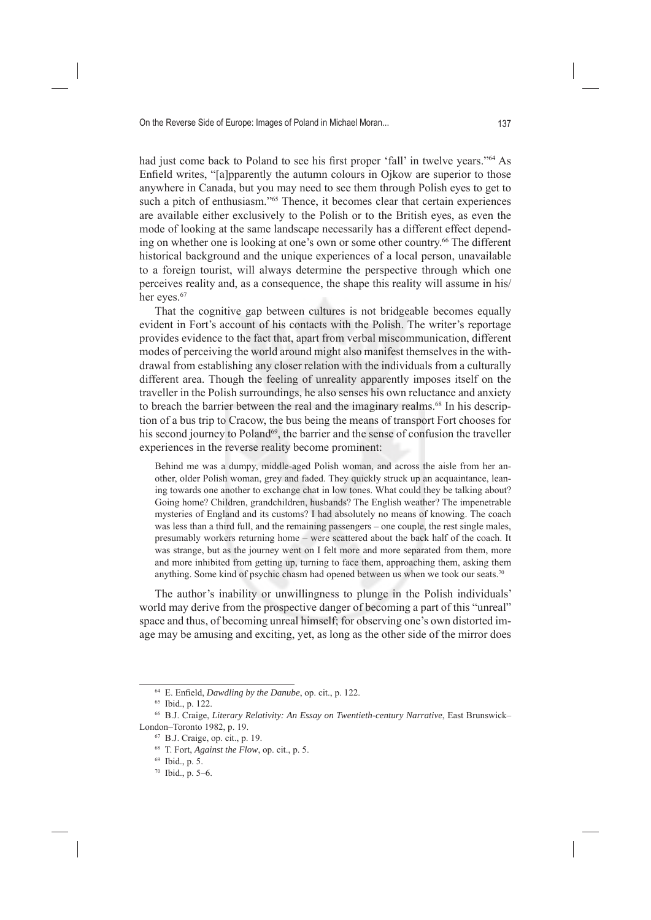had just come back to Poland to see his first proper 'fall' in twelve years."[64] As Enfield writes, "[a]pparently the autumn colours in Ojkow are superior to those anywhere in Canada, but you may need to see them through Polish eyes to get to such a pitch of enthusiasm."[65] Thence, it becomes clear that certain experiences are available either exclusively to the Polish or to the British eyes, as even the mode of looking at the same landscape necessarily has a different effect depending on whether one is looking at one's own or some other country.[66] The different historical background and the unique experiences of a local person, unavailable to a foreign tourist, will always determine the perspective through which one perceives reality and, as a consequence, the shape this reality will assume in his/her eyes.[67]

That the cognitive gap between cultures is not bridgeable becomes equally evident in Fort's account of his contacts with the Polish. The writer's reportage provides evidence to the fact that, apart from verbal miscommunication, different modes of perceiving the world around might also manifest themselves in the withdrawal from establishing any closer relation with the individuals from a culturally different area. Though the feeling of unreality apparently imposes itself on the traveller in the Polish surroundings, he also senses his own reluctance and anxiety to breach the barrier between the real and the imaginary realms.[68] In his description of a bus trip to Cracow, the bus being the means of transport Fort chooses for his second journey to Poland[69], the barrier and the sense of confusion the traveller experiences in the reverse reality become prominent:

> Behind me was a dumpy, middle-aged Polish woman, and across the aisle from her another, older Polish woman, grey and faded. They quickly struck up an acquaintance, leaning towards one another to exchange chat in low tones. What could they be talking about? Going home? Children, grandchildren, husbands? The English weather? The impenetrable mysteries of England and its customs? I had absolutely no means of knowing. The coach was less than a third full, and the remaining passengers – one couple, the rest single males, presumably workers returning home – were scattered about the back half of the coach. It was strange, but as the journey went on I felt more and more separated from them, more and more inhibited from getting up, turning to face them, approaching them, asking them anything. Some kind of psychic chasm had opened between us when we took our seats.[70]

The author's inability or unwillingness to plunge in the Polish individuals' world may derive from the prospective danger of becoming a part of this "unreal" space and thus, of becoming unreal himself; for observing one's own distorted image may be amusing and exciting, yet, as long as the other side of the mirror does

---

[64] E. Enfield, *Dawdling by the Danube*, op. cit., p. 122.

[65] Ibid., p. 122.

[66] B.J. Craige, *Literary Relativity: An Essay on Twentieth-century Narrative*, East Brunswick–London–Toronto 1982, p. 19.

[67] B.J. Craige, op. cit., p. 19.

[68] T. Fort, *Against the Flow*, op. cit., p. 5.

[69] Ibid., p. 5.

[70] Ibid., p. 5–6.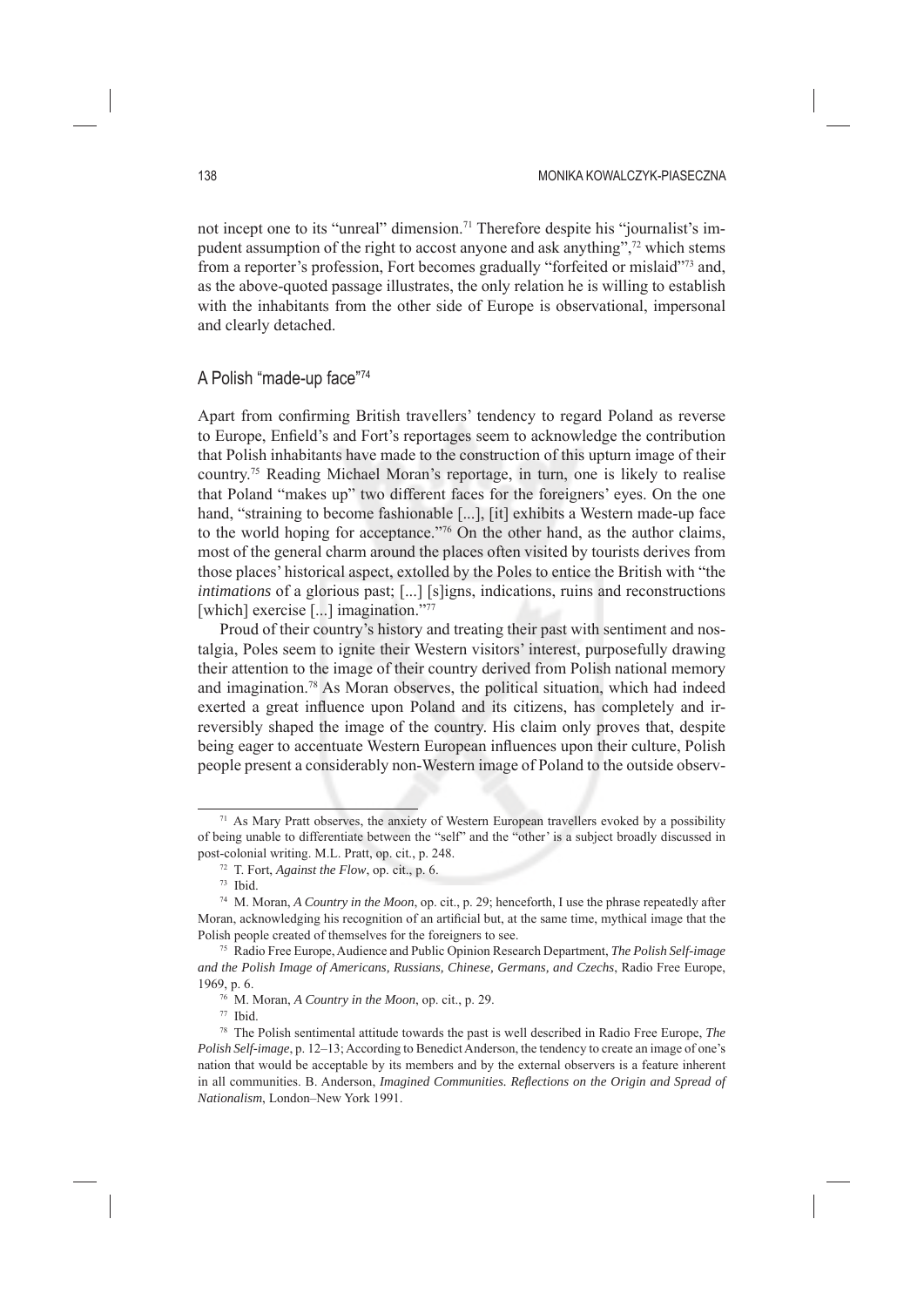not incept one to its "unreal" dimension.[71] Therefore despite his "journalist's impudent assumption of the right to accost anyone and ask anything",[72] which stems from a reporter's profession, Fort becomes gradually "forfeited or mislaid"[73] and, as the above-quoted passage illustrates, the only relation he is willing to establish with the inhabitants from the other side of Europe is observational, impersonal and clearly detached.

## A Polish "made-up face"[74]

Apart from confirming British travellers' tendency to regard Poland as reverse to Europe, Enfield's and Fort's reportages seem to acknowledge the contribution that Polish inhabitants have made to the construction of this upturn image of their country.[75] Reading Michael Moran's reportage, in turn, one is likely to realise that Poland "makes up" two different faces for the foreigners' eyes. On the one hand, "straining to become fashionable [...], [it] exhibits a Western made-up face to the world hoping for acceptance."[76] On the other hand, as the author claims, most of the general charm around the places often visited by tourists derives from those places' historical aspect, extolled by the Poles to entice the British with "the *intimations* of a glorious past; [...] [s]igns, indications, ruins and reconstructions [which] exercise [...] imagination."[77]

Proud of their country's history and treating their past with sentiment and nostalgia, Poles seem to ignite their Western visitors' interest, purposefully drawing their attention to the image of their country derived from Polish national memory and imagination.[78] As Moran observes, the political situation, which had indeed exerted a great influence upon Poland and its citizens, has completely and irreversibly shaped the image of the country. His claim only proves that, despite being eager to accentuate Western European influences upon their culture, Polish people present a considerably non-Western image of Poland to the outside observ-

---

[71] As Mary Pratt observes, the anxiety of Western European travellers evoked by a possibility of being unable to differentiate between the "self" and the "other' is a subject broadly discussed in post-colonial writing. M.L. Pratt, op. cit., p. 248.

[72] T. Fort, *Against the Flow*, op. cit., p. 6.

[73] Ibid.

[74] M. Moran, *A Country in the Moon*, op. cit., p. 29; henceforth, I use the phrase repeatedly after Moran, acknowledging his recognition of an artificial but, at the same time, mythical image that the Polish people created of themselves for the foreigners to see.

[75] Radio Free Europe, Audience and Public Opinion Research Department, *The Polish Self-image and the Polish Image of Americans, Russians, Chinese, Germans, and Czechs*, Radio Free Europe, 1969, p. 6.

[76] M. Moran, *A Country in the Moon*, op. cit., p. 29.

[77] Ibid.

[78] The Polish sentimental attitude towards the past is well described in Radio Free Europe, *The Polish Self-image*, p. 12–13; According to Benedict Anderson, the tendency to create an image of one's nation that would be acceptable by its members and by the external observers is a feature inherent in all communities. B. Anderson, *Imagined Communities. Reflections on the Origin and Spread of Nationalism*, London–New York 1991.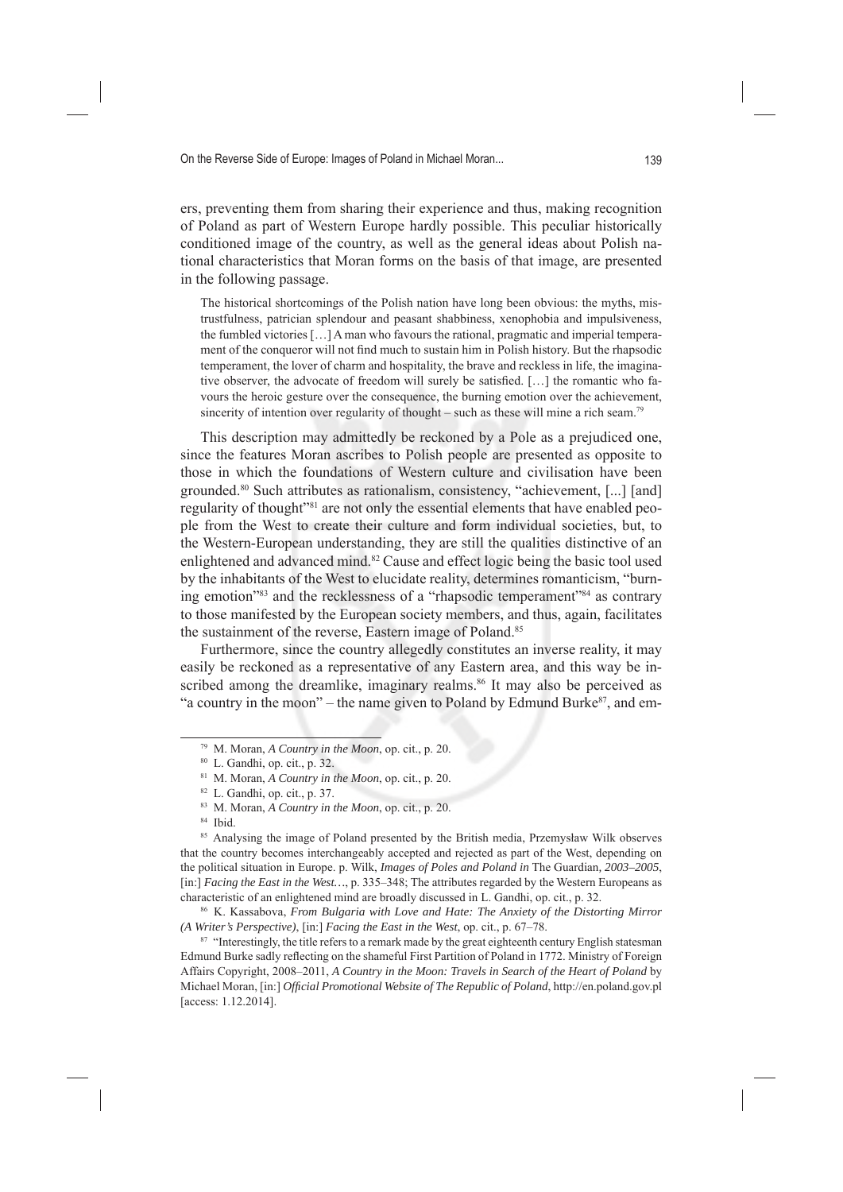ers, preventing them from sharing their experience and thus, making recognition of Poland as part of Western Europe hardly possible. This peculiar historically conditioned image of the country, as well as the general ideas about Polish national characteristics that Moran forms on the basis of that image, are presented in the following passage.

> The historical shortcomings of the Polish nation have long been obvious: the myths, mistrustfulness, patrician splendour and peasant shabbiness, xenophobia and impulsiveness, the fumbled victories […] A man who favours the rational, pragmatic and imperial temperament of the conqueror will not find much to sustain him in Polish history. But the rhapsodic temperament, the lover of charm and hospitality, the brave and reckless in life, the imaginative observer, the advocate of freedom will surely be satisfied. […] the romantic who favours the heroic gesture over the consequence, the burning emotion over the achievement, sincerity of intention over regularity of thought – such as these will mine a rich seam.[79]

This description may admittedly be reckoned by a Pole as a prejudiced one, since the features Moran ascribes to Polish people are presented as opposite to those in which the foundations of Western culture and civilisation have been grounded.[80] Such attributes as rationalism, consistency, "achievement, [...] [and] regularity of thought"[81] are not only the essential elements that have enabled people from the West to create their culture and form individual societies, but, to the Western-European understanding, they are still the qualities distinctive of an enlightened and advanced mind.[82] Cause and effect logic being the basic tool used by the inhabitants of the West to elucidate reality, determines romanticism, "burning emotion"[83] and the recklessness of a "rhapsodic temperament"[84] as contrary to those manifested by the European society members, and thus, again, facilitates the sustainment of the reverse, Eastern image of Poland.[85]

Furthermore, since the country allegedly constitutes an inverse reality, it may easily be reckoned as a representative of any Eastern area, and this way be inscribed among the dreamlike, imaginary realms.[86] It may also be perceived as "a country in the moon" – the name given to Poland by Edmund Burke[87], and em-

---

[79] M. Moran, *A Country in the Moon*, op. cit., p. 20.

[80] L. Gandhi, op. cit., p. 32.

[81] M. Moran, *A Country in the Moon*, op. cit., p. 20.

[82] L. Gandhi, op. cit., p. 37.

[83] M. Moran, *A Country in the Moon*, op. cit., p. 20.

[84] Ibid.

[85] Analysing the image of Poland presented by the British media, Przemysław Wilk observes that the country becomes interchangeably accepted and rejected as part of the West, depending on the political situation in Europe. p. Wilk, *Images of Poles and Poland in* The Guardian*, 2003–2005*, [in:] *Facing the East in the West…*, p. 335–348; The attributes regarded by the Western Europeans as characteristic of an enlightened mind are broadly discussed in L. Gandhi, op. cit., p. 32.

[86] K. Kassabova, *From Bulgaria with Love and Hate: The Anxiety of the Distorting Mirror (A Writer's Perspective)*, [in:] *Facing the East in the West*, op. cit., p. 67–78.

[87] "Interestingly, the title refers to a remark made by the great eighteenth century English statesman Edmund Burke sadly reflecting on the shameful First Partition of Poland in 1772. Ministry of Foreign Affairs Copyright, 2008–2011, *A Country in the Moon: Travels in Search of the Heart of Poland* by Michael Moran, [in:] *Official Promotional Website of The Republic of Poland*, http://en.poland.gov.pl [access: 1.12.2014].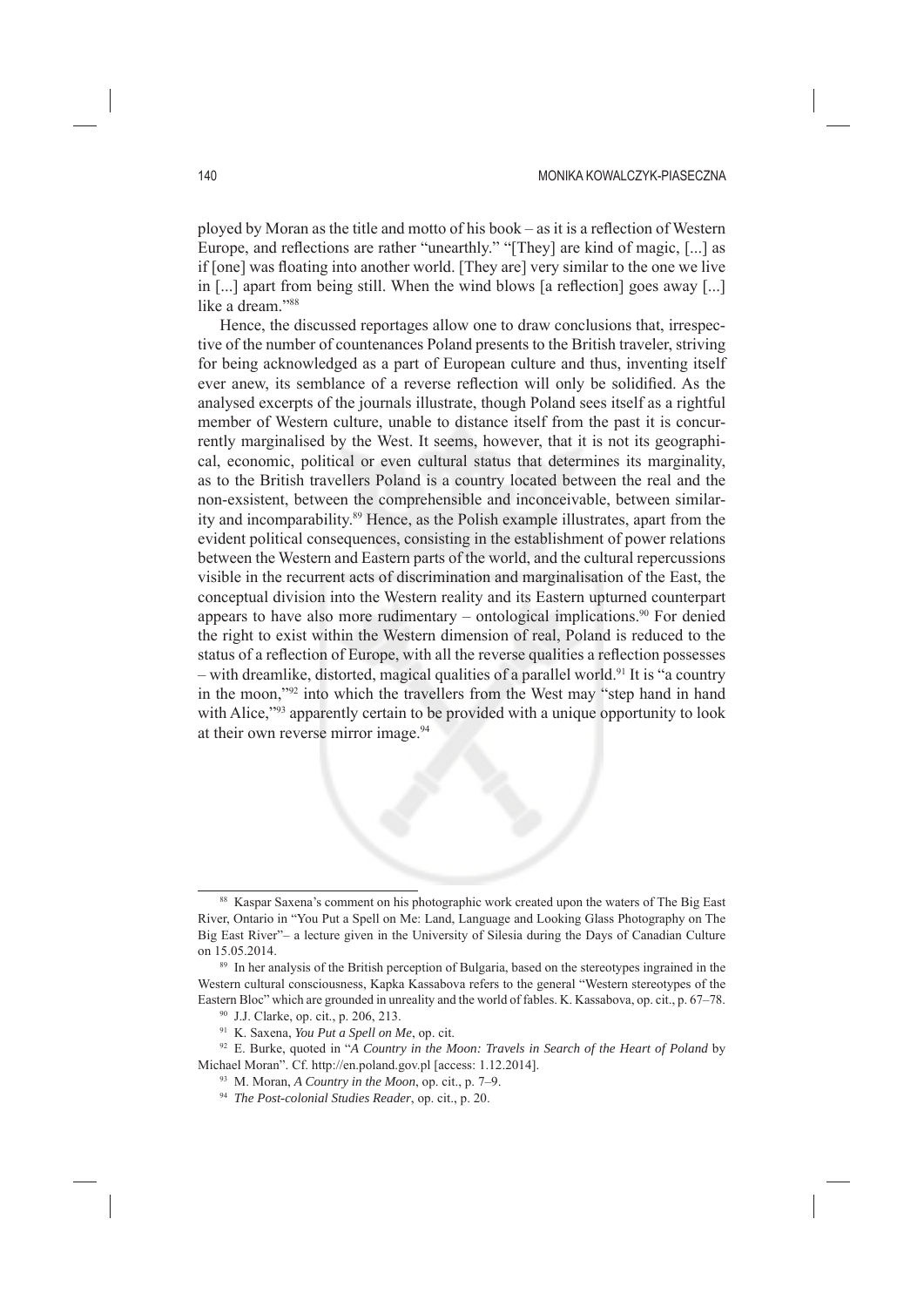ployed by Moran as the title and motto of his book – as it is a reflection of Western Europe, and reflections are rather "unearthly." "[They] are kind of magic, [...] as if [one] was floating into another world. [They are] very similar to the one we live in [...] apart from being still. When the wind blows [a reflection] goes away [...] like a dream."[88]

Hence, the discussed reportages allow one to draw conclusions that, irrespective of the number of countenances Poland presents to the British traveler, striving for being acknowledged as a part of European culture and thus, inventing itself ever anew, its semblance of a reverse reflection will only be solidified. As the analysed excerpts of the journals illustrate, though Poland sees itself as a rightful member of Western culture, unable to distance itself from the past it is concurrently marginalised by the West. It seems, however, that it is not its geographical, economic, political or even cultural status that determines its marginality, as to the British travellers Poland is a country located between the real and the non-exsistent, between the comprehensible and inconceivable, between similarity and incomparability.[89] Hence, as the Polish example illustrates, apart from the evident political consequences, consisting in the establishment of power relations between the Western and Eastern parts of the world, and the cultural repercussions visible in the recurrent acts of discrimination and marginalisation of the East, the conceptual division into the Western reality and its Eastern upturned counterpart appears to have also more rudimentary – ontological implications.[90] For denied the right to exist within the Western dimension of real, Poland is reduced to the status of a reflection of Europe, with all the reverse qualities a reflection possesses – with dreamlike, distorted, magical qualities of a parallel world.[91] It is "a country in the moon,"[92] into which the travellers from the West may "step hand in hand with Alice,"[93] apparently certain to be provided with a unique opportunity to look at their own reverse mirror image.[94]

---

[88] Kaspar Saxena's comment on his photographic work created upon the waters of The Big East River, Ontario in "You Put a Spell on Me: Land, Language and Looking Glass Photography on The Big East River"– a lecture given in the University of Silesia during the Days of Canadian Culture on 15.05.2014.

[89] In her analysis of the British perception of Bulgaria, based on the stereotypes ingrained in the Western cultural consciousness, Kapka Kassabova refers to the general "Western stereotypes of the Eastern Bloc" which are grounded in unreality and the world of fables. K. Kassabova, op. cit., p. 67–78.

[90] J.J. Clarke, op. cit., p. 206, 213.

[91] K. Saxena, *You Put a Spell on Me*, op. cit.

[92] E. Burke, quoted in "*A Country in the Moon: Travels in Search of the Heart of Poland* by Michael Moran". Cf. http://en.poland.gov.pl [access: 1.12.2014].

[93] M. Moran, *A Country in the Moon*, op. cit., p. 7–9.

[94] *The Post-colonial Studies Reader*, op. cit., p. 20.